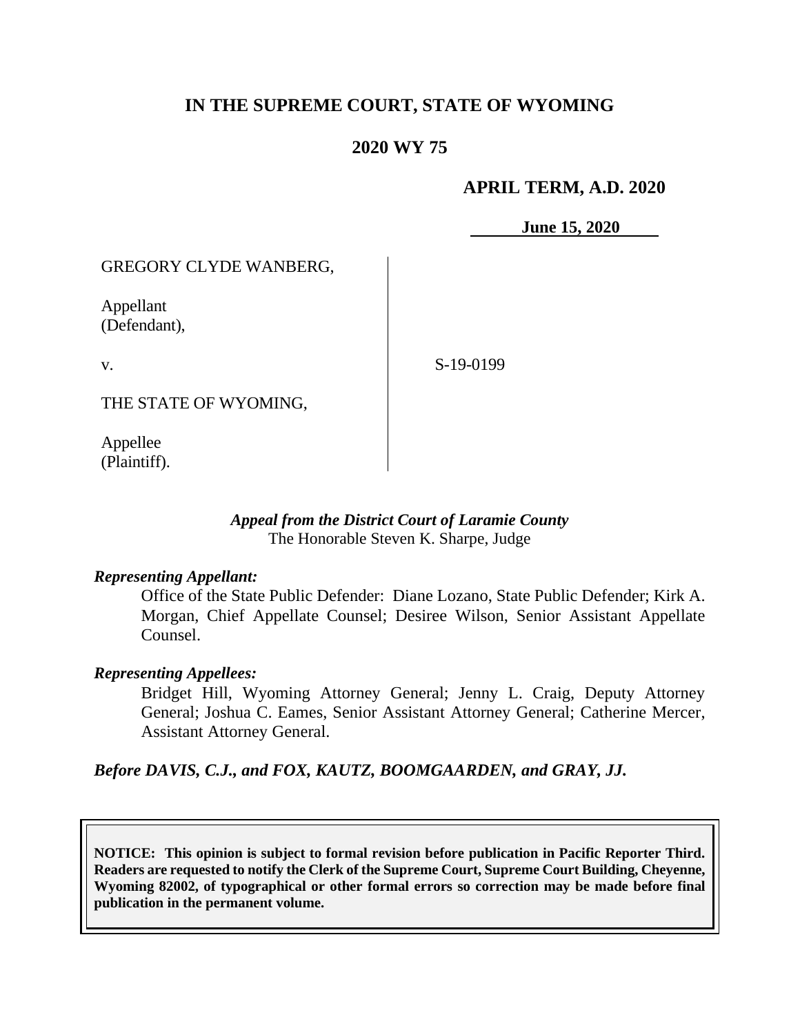# IN THE SUPREME COURT, STATE OF WYOMING

## 2020 WY 75

**APRIL TERM, A.D. 2020**

**June 15, 2020**

| | |
|---|---|
| GREGORY CLYDE WANBERG,<br><br>Appellant<br>(Defendant),<br><br>v.<br><br>THE STATE OF WYOMING,<br><br>Appellee<br>(Plaintiff). | S-19-0199 |

***Appeal from the District Court of Laramie County***
The Honorable Steven K. Sharpe, Judge

***Representing Appellant:***

Office of the State Public Defender: Diane Lozano, State Public Defender; Kirk A. Morgan, Chief Appellate Counsel; Desiree Wilson, Senior Assistant Appellate Counsel.

***Representing Appellees:***

Bridget Hill, Wyoming Attorney General; Jenny L. Craig, Deputy Attorney General; Joshua C. Eames, Senior Assistant Attorney General; Catherine Mercer, Assistant Attorney General.

***Before DAVIS, C.J., and FOX, KAUTZ, BOOMGAARDEN, and GRAY, JJ.***

**NOTICE: This opinion is subject to formal revision before publication in Pacific Reporter Third. Readers are requested to notify the Clerk of the Supreme Court, Supreme Court Building, Cheyenne, Wyoming 82002, of typographical or other formal errors so correction may be made before final publication in the permanent volume.**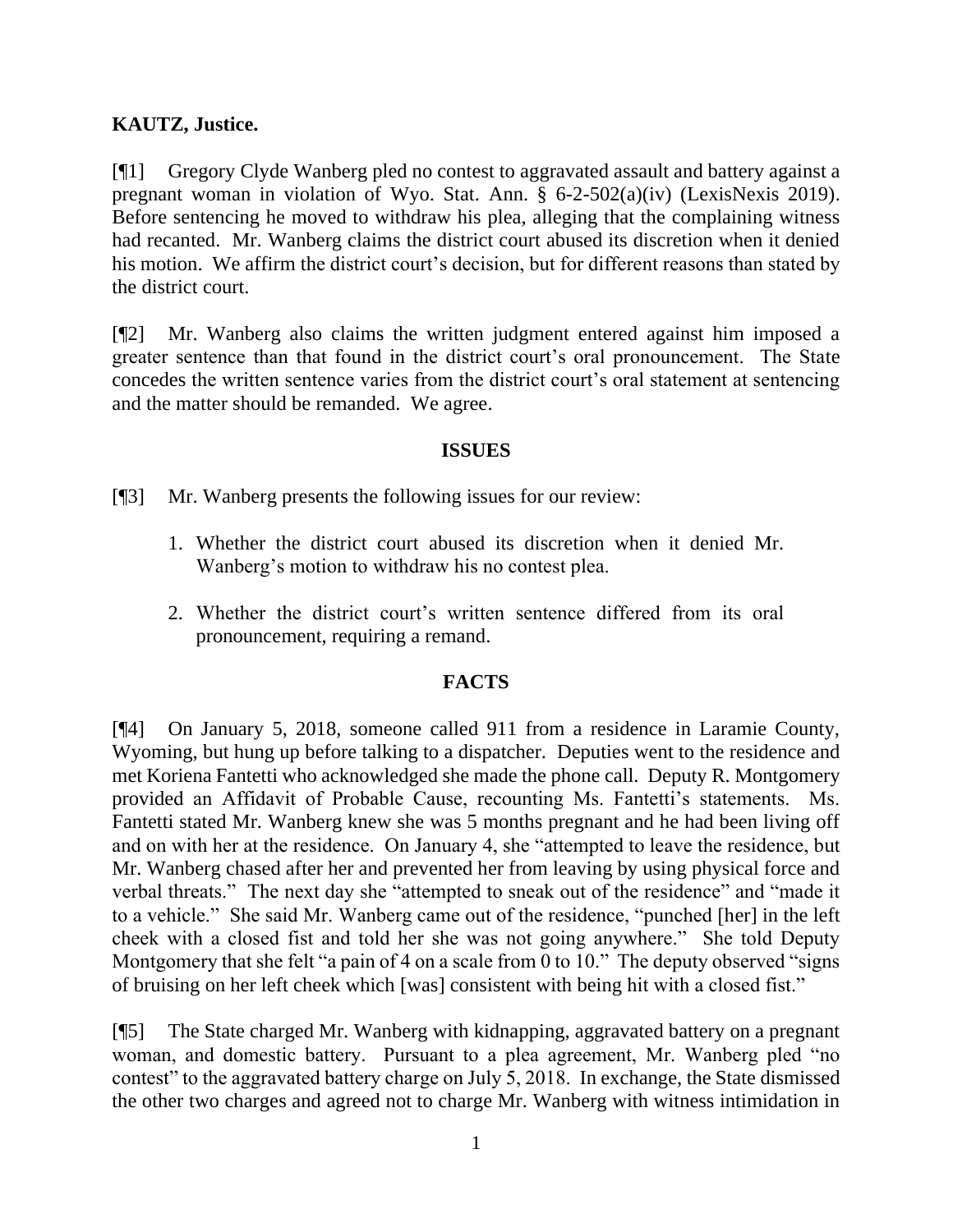**KAUTZ, Justice.**

[¶1] Gregory Clyde Wanberg pled no contest to aggravated assault and battery against a pregnant woman in violation of Wyo. Stat. Ann. § 6-2-502(a)(iv) (LexisNexis 2019). Before sentencing he moved to withdraw his plea, alleging that the complaining witness had recanted. Mr. Wanberg claims the district court abused its discretion when it denied his motion. We affirm the district court's decision, but for different reasons than stated by the district court.

[¶2] Mr. Wanberg also claims the written judgment entered against him imposed a greater sentence than that found in the district court's oral pronouncement. The State concedes the written sentence varies from the district court's oral statement at sentencing and the matter should be remanded. We agree.

## ISSUES

[¶3] Mr. Wanberg presents the following issues for our review:

1. Whether the district court abused its discretion when it denied Mr. Wanberg's motion to withdraw his no contest plea.

2. Whether the district court's written sentence differed from its oral pronouncement, requiring a remand.

## FACTS

[¶4] On January 5, 2018, someone called 911 from a residence in Laramie County, Wyoming, but hung up before talking to a dispatcher. Deputies went to the residence and met Koriena Fantetti who acknowledged she made the phone call. Deputy R. Montgomery provided an Affidavit of Probable Cause, recounting Ms. Fantetti's statements. Ms. Fantetti stated Mr. Wanberg knew she was 5 months pregnant and he had been living off and on with her at the residence. On January 4, she "attempted to leave the residence, but Mr. Wanberg chased after her and prevented her from leaving by using physical force and verbal threats." The next day she "attempted to sneak out of the residence" and "made it to a vehicle." She said Mr. Wanberg came out of the residence, "punched [her] in the left cheek with a closed fist and told her she was not going anywhere." She told Deputy Montgomery that she felt "a pain of 4 on a scale from 0 to 10." The deputy observed "signs of bruising on her left cheek which [was] consistent with being hit with a closed fist."

[¶5] The State charged Mr. Wanberg with kidnapping, aggravated battery on a pregnant woman, and domestic battery. Pursuant to a plea agreement, Mr. Wanberg pled "no contest" to the aggravated battery charge on July 5, 2018. In exchange, the State dismissed the other two charges and agreed not to charge Mr. Wanberg with witness intimidation in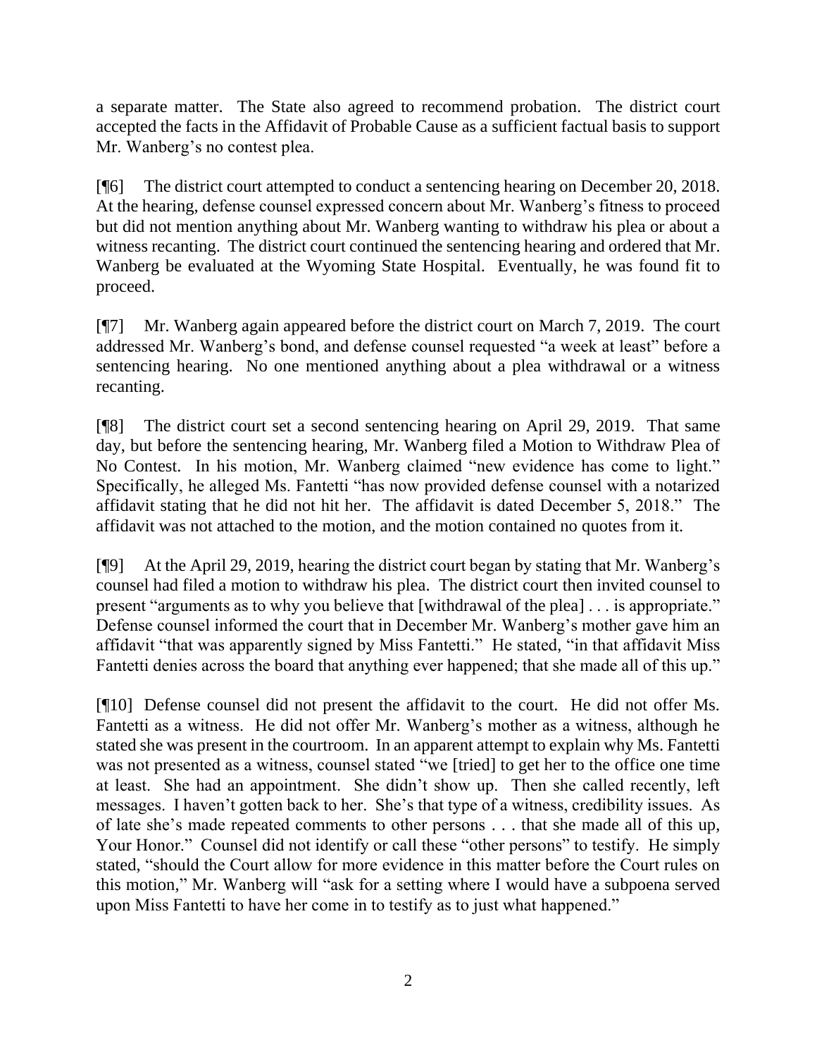a separate matter. The State also agreed to recommend probation. The district court accepted the facts in the Affidavit of Probable Cause as a sufficient factual basis to support Mr. Wanberg's no contest plea.

[¶6] The district court attempted to conduct a sentencing hearing on December 20, 2018. At the hearing, defense counsel expressed concern about Mr. Wanberg's fitness to proceed but did not mention anything about Mr. Wanberg wanting to withdraw his plea or about a witness recanting. The district court continued the sentencing hearing and ordered that Mr. Wanberg be evaluated at the Wyoming State Hospital. Eventually, he was found fit to proceed.

[¶7] Mr. Wanberg again appeared before the district court on March 7, 2019. The court addressed Mr. Wanberg's bond, and defense counsel requested "a week at least" before a sentencing hearing. No one mentioned anything about a plea withdrawal or a witness recanting.

[¶8] The district court set a second sentencing hearing on April 29, 2019. That same day, but before the sentencing hearing, Mr. Wanberg filed a Motion to Withdraw Plea of No Contest. In his motion, Mr. Wanberg claimed "new evidence has come to light." Specifically, he alleged Ms. Fantetti "has now provided defense counsel with a notarized affidavit stating that he did not hit her. The affidavit is dated December 5, 2018." The affidavit was not attached to the motion, and the motion contained no quotes from it.

[¶9] At the April 29, 2019, hearing the district court began by stating that Mr. Wanberg's counsel had filed a motion to withdraw his plea. The district court then invited counsel to present "arguments as to why you believe that [withdrawal of the plea] . . . is appropriate." Defense counsel informed the court that in December Mr. Wanberg's mother gave him an affidavit "that was apparently signed by Miss Fantetti." He stated, "in that affidavit Miss Fantetti denies across the board that anything ever happened; that she made all of this up."

[¶10] Defense counsel did not present the affidavit to the court. He did not offer Ms. Fantetti as a witness. He did not offer Mr. Wanberg's mother as a witness, although he stated she was present in the courtroom. In an apparent attempt to explain why Ms. Fantetti was not presented as a witness, counsel stated "we [tried] to get her to the office one time at least. She had an appointment. She didn't show up. Then she called recently, left messages. I haven't gotten back to her. She's that type of a witness, credibility issues. As of late she's made repeated comments to other persons . . . that she made all of this up, Your Honor." Counsel did not identify or call these "other persons" to testify. He simply stated, "should the Court allow for more evidence in this matter before the Court rules on this motion," Mr. Wanberg will "ask for a setting where I would have a subpoena served upon Miss Fantetti to have her come in to testify as to just what happened."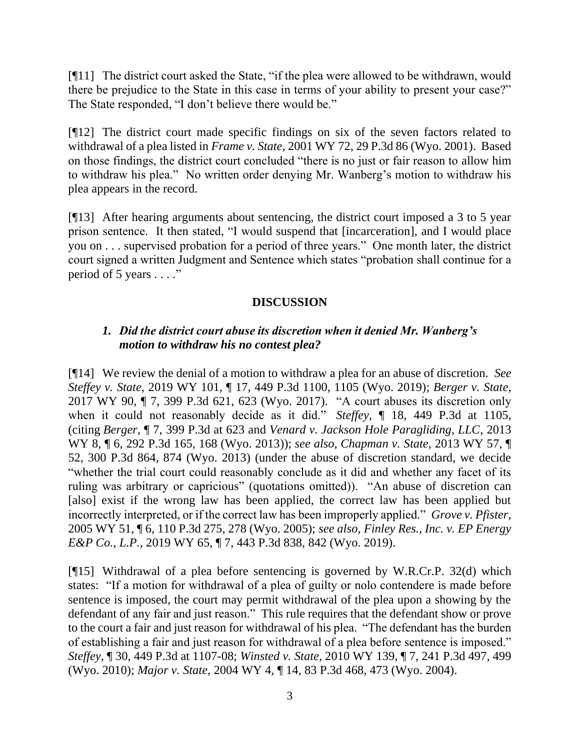[¶11] The district court asked the State, "if the plea were allowed to be withdrawn, would there be prejudice to the State in this case in terms of your ability to present your case?" The State responded, "I don't believe there would be."

[¶12] The district court made specific findings on six of the seven factors related to withdrawal of a plea listed in *Frame v. State,* 2001 WY 72, 29 P.3d 86 (Wyo. 2001). Based on those findings, the district court concluded "there is no just or fair reason to allow him to withdraw his plea." No written order denying Mr. Wanberg's motion to withdraw his plea appears in the record.

[¶13] After hearing arguments about sentencing, the district court imposed a 3 to 5 year prison sentence. It then stated, "I would suspend that [incarceration], and I would place you on . . . supervised probation for a period of three years." One month later, the district court signed a written Judgment and Sentence which states "probation shall continue for a period of 5 years . . . ."

## DISCUSSION

### *1. Did the district court abuse its discretion when it denied Mr. Wanberg's motion to withdraw his no contest plea?*

[¶14] We review the denial of a motion to withdraw a plea for an abuse of discretion. *See Steffey v. State*, 2019 WY 101, ¶ 17, 449 P.3d 1100, 1105 (Wyo. 2019); *Berger v. State*, 2017 WY 90, ¶ 7, 399 P.3d 621, 623 (Wyo. 2017). "A court abuses its discretion only when it could not reasonably decide as it did." *Steffey*, ¶ 18, 449 P.3d at 1105, (citing *Berger*, ¶ 7, 399 P.3d at 623 and *Venard v. Jackson Hole Paragliding, LLC*, 2013 WY 8, ¶ 6, 292 P.3d 165, 168 (Wyo. 2013)); *see also, Chapman v. State*, 2013 WY 57, ¶ 52, 300 P.3d 864, 874 (Wyo. 2013) (under the abuse of discretion standard, we decide "whether the trial court could reasonably conclude as it did and whether any facet of its ruling was arbitrary or capricious" (quotations omitted)). "An abuse of discretion can [also] exist if the wrong law has been applied, the correct law has been applied but incorrectly interpreted, or if the correct law has been improperly applied." *Grove v. Pfister*, 2005 WY 51, ¶ 6, 110 P.3d 275, 278 (Wyo. 2005); *see also, Finley Res., Inc. v. EP Energy E&P Co., L.P.,* 2019 WY 65, ¶ 7, 443 P.3d 838, 842 (Wyo. 2019).

[¶15] Withdrawal of a plea before sentencing is governed by W.R.Cr.P. 32(d) which states: "If a motion for withdrawal of a plea of guilty or nolo contendere is made before sentence is imposed, the court may permit withdrawal of the plea upon a showing by the defendant of any fair and just reason." This rule requires that the defendant show or prove to the court a fair and just reason for withdrawal of his plea. "The defendant has the burden of establishing a fair and just reason for withdrawal of a plea before sentence is imposed." *Steffey*, ¶ 30, 449 P.3d at 1107-08; *Winsted v. State,* 2010 WY 139, ¶ 7, 241 P.3d 497, 499 (Wyo. 2010); *Major v. State,* 2004 WY 4, ¶ 14, 83 P.3d 468, 473 (Wyo. 2004).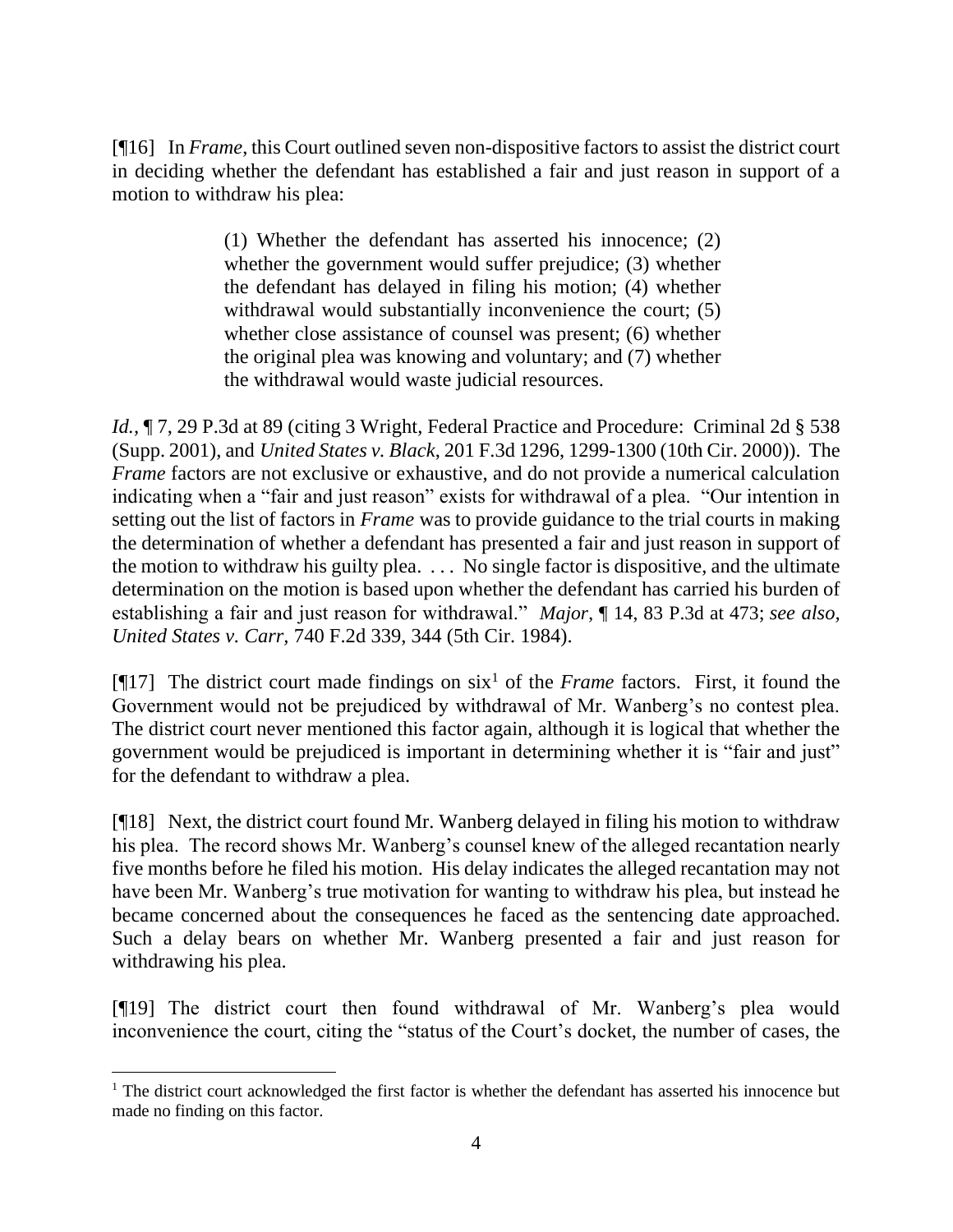[¶16] In *Frame*, this Court outlined seven non-dispositive factors to assist the district court in deciding whether the defendant has established a fair and just reason in support of a motion to withdraw his plea:

> (1) Whether the defendant has asserted his innocence; (2) whether the government would suffer prejudice; (3) whether the defendant has delayed in filing his motion; (4) whether withdrawal would substantially inconvenience the court; (5) whether close assistance of counsel was present; (6) whether the original plea was knowing and voluntary; and (7) whether the withdrawal would waste judicial resources.

*Id.*, ¶ 7, 29 P.3d at 89 (citing 3 Wright, Federal Practice and Procedure: Criminal 2d § 538 (Supp. 2001), and *United States v. Black*, 201 F.3d 1296, 1299-1300 (10th Cir. 2000)). The *Frame* factors are not exclusive or exhaustive, and do not provide a numerical calculation indicating when a "fair and just reason" exists for withdrawal of a plea. "Our intention in setting out the list of factors in *Frame* was to provide guidance to the trial courts in making the determination of whether a defendant has presented a fair and just reason in support of the motion to withdraw his guilty plea. . . . No single factor is dispositive, and the ultimate determination on the motion is based upon whether the defendant has carried his burden of establishing a fair and just reason for withdrawal." *Major*, ¶ 14, 83 P.3d at 473; *see also, United States v. Carr*, 740 F.2d 339, 344 (5th Cir. 1984).

[¶17] The district court made findings on six[1] of the *Frame* factors. First, it found the Government would not be prejudiced by withdrawal of Mr. Wanberg's no contest plea. The district court never mentioned this factor again, although it is logical that whether the government would be prejudiced is important in determining whether it is "fair and just" for the defendant to withdraw a plea.

[¶18] Next, the district court found Mr. Wanberg delayed in filing his motion to withdraw his plea. The record shows Mr. Wanberg's counsel knew of the alleged recantation nearly five months before he filed his motion. His delay indicates the alleged recantation may not have been Mr. Wanberg's true motivation for wanting to withdraw his plea, but instead he became concerned about the consequences he faced as the sentencing date approached. Such a delay bears on whether Mr. Wanberg presented a fair and just reason for withdrawing his plea.

[¶19] The district court then found withdrawal of Mr. Wanberg's plea would inconvenience the court, citing the "status of the Court's docket, the number of cases, the

---

[1] The district court acknowledged the first factor is whether the defendant has asserted his innocence but made no finding on this factor.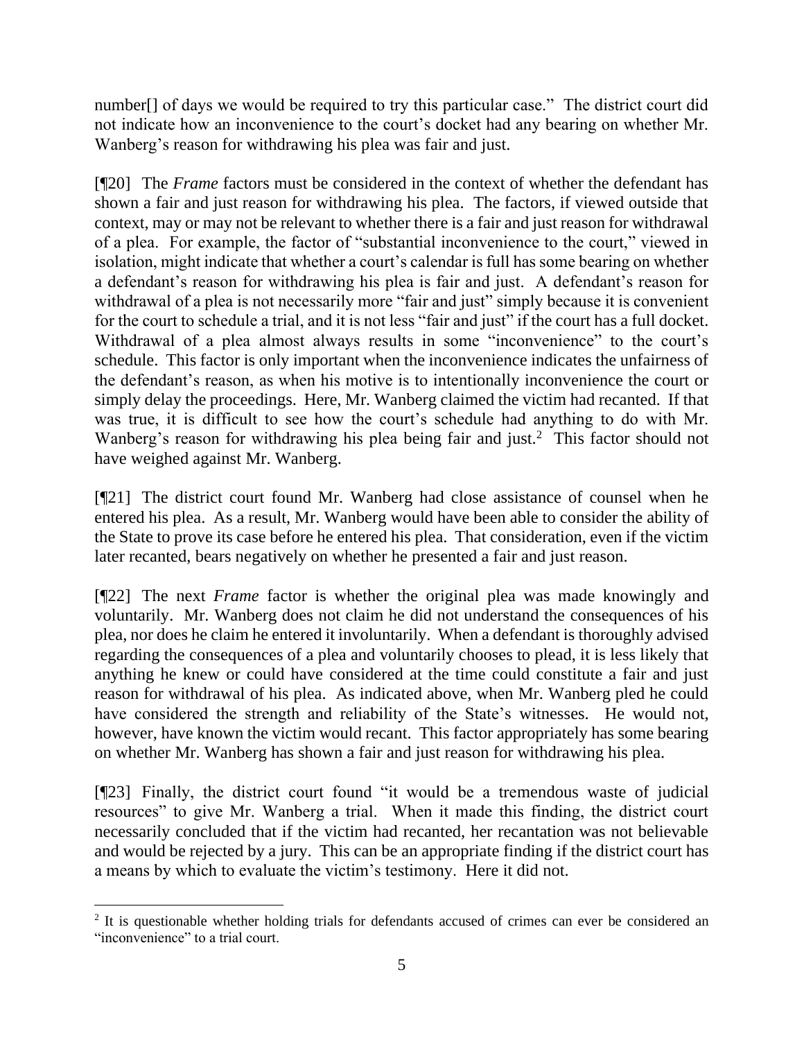number[] of days we would be required to try this particular case." The district court did not indicate how an inconvenience to the court's docket had any bearing on whether Mr. Wanberg's reason for withdrawing his plea was fair and just.

[¶20] The *Frame* factors must be considered in the context of whether the defendant has shown a fair and just reason for withdrawing his plea. The factors, if viewed outside that context, may or may not be relevant to whether there is a fair and just reason for withdrawal of a plea. For example, the factor of "substantial inconvenience to the court," viewed in isolation, might indicate that whether a court's calendar is full has some bearing on whether a defendant's reason for withdrawing his plea is fair and just. A defendant's reason for withdrawal of a plea is not necessarily more "fair and just" simply because it is convenient for the court to schedule a trial, and it is not less "fair and just" if the court has a full docket. Withdrawal of a plea almost always results in some "inconvenience" to the court's schedule. This factor is only important when the inconvenience indicates the unfairness of the defendant's reason, as when his motive is to intentionally inconvenience the court or simply delay the proceedings. Here, Mr. Wanberg claimed the victim had recanted. If that was true, it is difficult to see how the court's schedule had anything to do with Mr. Wanberg's reason for withdrawing his plea being fair and just.[2] This factor should not have weighed against Mr. Wanberg.

[¶21] The district court found Mr. Wanberg had close assistance of counsel when he entered his plea. As a result, Mr. Wanberg would have been able to consider the ability of the State to prove its case before he entered his plea. That consideration, even if the victim later recanted, bears negatively on whether he presented a fair and just reason.

[¶22] The next *Frame* factor is whether the original plea was made knowingly and voluntarily. Mr. Wanberg does not claim he did not understand the consequences of his plea, nor does he claim he entered it involuntarily. When a defendant is thoroughly advised regarding the consequences of a plea and voluntarily chooses to plead, it is less likely that anything he knew or could have considered at the time could constitute a fair and just reason for withdrawal of his plea. As indicated above, when Mr. Wanberg pled he could have considered the strength and reliability of the State's witnesses. He would not, however, have known the victim would recant. This factor appropriately has some bearing on whether Mr. Wanberg has shown a fair and just reason for withdrawing his plea.

[¶23] Finally, the district court found "it would be a tremendous waste of judicial resources" to give Mr. Wanberg a trial. When it made this finding, the district court necessarily concluded that if the victim had recanted, her recantation was not believable and would be rejected by a jury. This can be an appropriate finding if the district court has a means by which to evaluate the victim's testimony. Here it did not.

---

[2] It is questionable whether holding trials for defendants accused of crimes can ever be considered an "inconvenience" to a trial court.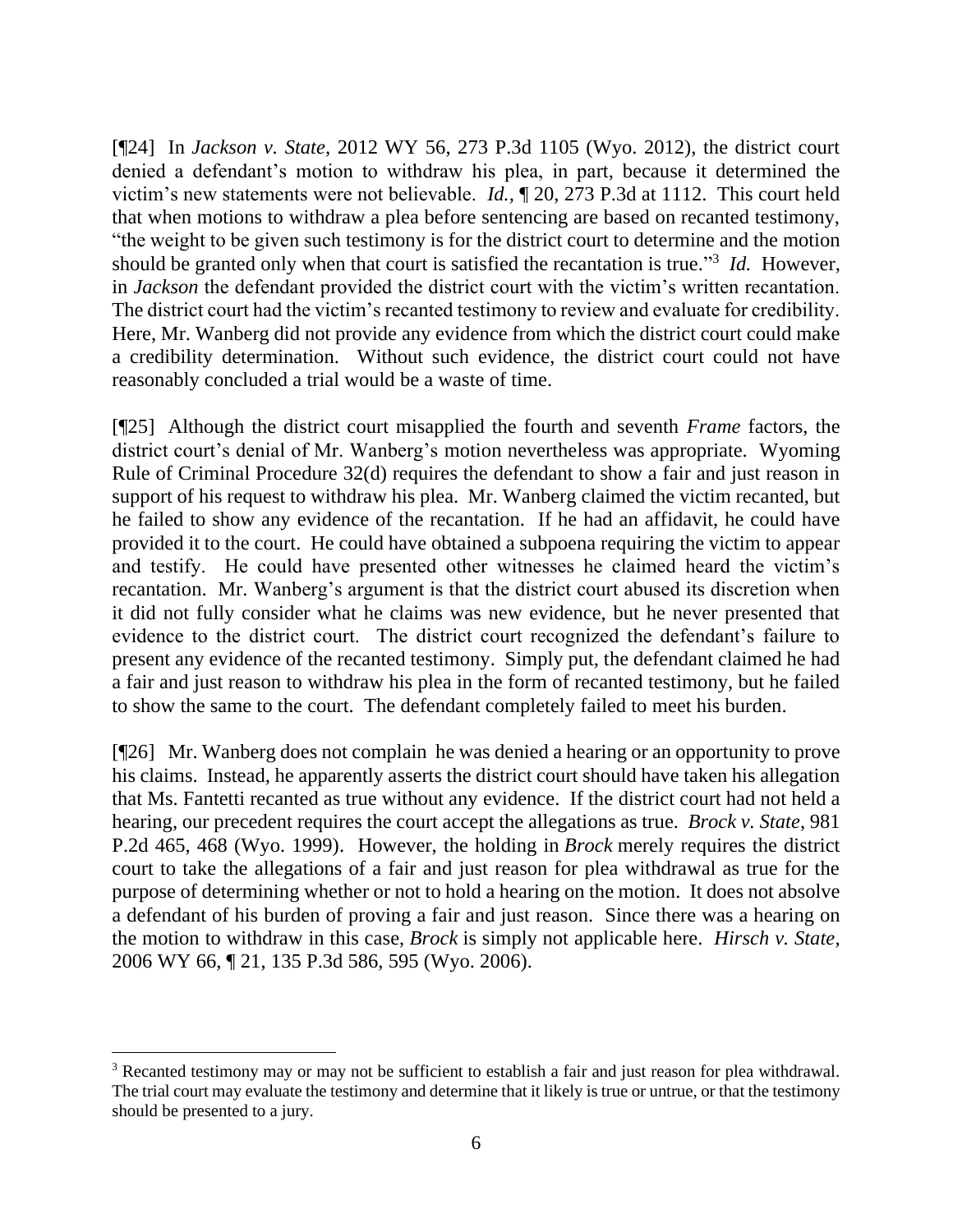[¶24] In *Jackson v. State,* 2012 WY 56, 273 P.3d 1105 (Wyo. 2012), the district court denied a defendant's motion to withdraw his plea, in part, because it determined the victim's new statements were not believable. *Id.,* ¶ 20, 273 P.3d at 1112. This court held that when motions to withdraw a plea before sentencing are based on recanted testimony, "the weight to be given such testimony is for the district court to determine and the motion should be granted only when that court is satisfied the recantation is true."[3] *Id.* However, in *Jackson* the defendant provided the district court with the victim's written recantation. The district court had the victim's recanted testimony to review and evaluate for credibility. Here, Mr. Wanberg did not provide any evidence from which the district court could make a credibility determination. Without such evidence, the district court could not have reasonably concluded a trial would be a waste of time.

[¶25] Although the district court misapplied the fourth and seventh *Frame* factors, the district court's denial of Mr. Wanberg's motion nevertheless was appropriate. Wyoming Rule of Criminal Procedure 32(d) requires the defendant to show a fair and just reason in support of his request to withdraw his plea. Mr. Wanberg claimed the victim recanted, but he failed to show any evidence of the recantation. If he had an affidavit, he could have provided it to the court. He could have obtained a subpoena requiring the victim to appear and testify. He could have presented other witnesses he claimed heard the victim's recantation. Mr. Wanberg's argument is that the district court abused its discretion when it did not fully consider what he claims was new evidence, but he never presented that evidence to the district court. The district court recognized the defendant's failure to present any evidence of the recanted testimony. Simply put, the defendant claimed he had a fair and just reason to withdraw his plea in the form of recanted testimony, but he failed to show the same to the court. The defendant completely failed to meet his burden.

[¶26] Mr. Wanberg does not complain he was denied a hearing or an opportunity to prove his claims. Instead, he apparently asserts the district court should have taken his allegation that Ms. Fantetti recanted as true without any evidence. If the district court had not held a hearing, our precedent requires the court accept the allegations as true. *Brock v. State*, 981 P.2d 465, 468 (Wyo. 1999). However, the holding in *Brock* merely requires the district court to take the allegations of a fair and just reason for plea withdrawal as true for the purpose of determining whether or not to hold a hearing on the motion. It does not absolve a defendant of his burden of proving a fair and just reason. Since there was a hearing on the motion to withdraw in this case, *Brock* is simply not applicable here. *Hirsch v. State*, 2006 WY 66, ¶ 21, 135 P.3d 586, 595 (Wyo. 2006).

---

[3] Recanted testimony may or may not be sufficient to establish a fair and just reason for plea withdrawal. The trial court may evaluate the testimony and determine that it likely is true or untrue, or that the testimony should be presented to a jury.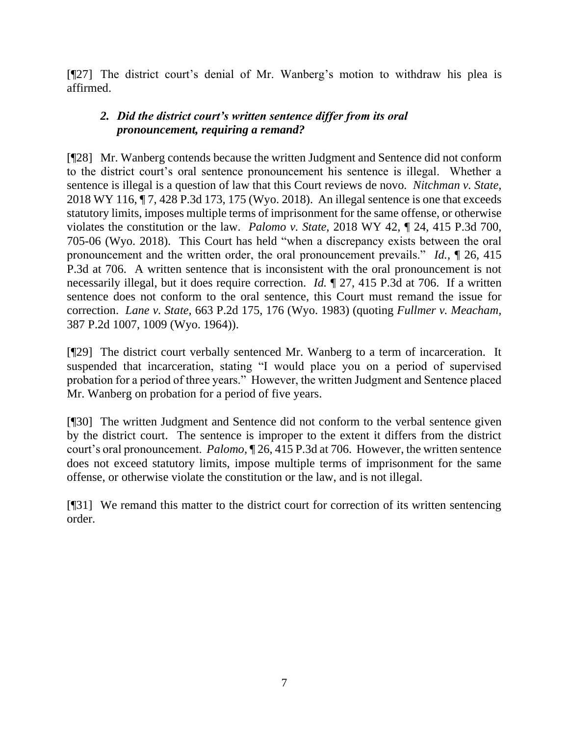[¶27] The district court's denial of Mr. Wanberg's motion to withdraw his plea is affirmed.

### *2. Did the district court's written sentence differ from its oral pronouncement, requiring a remand?*

[¶28] Mr. Wanberg contends because the written Judgment and Sentence did not conform to the district court's oral sentence pronouncement his sentence is illegal. Whether a sentence is illegal is a question of law that this Court reviews de novo. *Nitchman v. State*, 2018 WY 116, ¶ 7, 428 P.3d 173, 175 (Wyo. 2018). An illegal sentence is one that exceeds statutory limits, imposes multiple terms of imprisonment for the same offense, or otherwise violates the constitution or the law. *Palomo v. State*, 2018 WY 42, ¶ 24, 415 P.3d 700, 705-06 (Wyo. 2018). This Court has held "when a discrepancy exists between the oral pronouncement and the written order, the oral pronouncement prevails." *Id.*, ¶ 26, 415 P.3d at 706. A written sentence that is inconsistent with the oral pronouncement is not necessarily illegal, but it does require correction. *Id.* ¶ 27, 415 P.3d at 706. If a written sentence does not conform to the oral sentence, this Court must remand the issue for correction. *Lane v. State*, 663 P.2d 175, 176 (Wyo. 1983) (quoting *Fullmer v. Meacham*, 387 P.2d 1007, 1009 (Wyo. 1964)).

[¶29] The district court verbally sentenced Mr. Wanberg to a term of incarceration. It suspended that incarceration, stating "I would place you on a period of supervised probation for a period of three years." However, the written Judgment and Sentence placed Mr. Wanberg on probation for a period of five years.

[¶30] The written Judgment and Sentence did not conform to the verbal sentence given by the district court. The sentence is improper to the extent it differs from the district court's oral pronouncement. *Palomo*, ¶ 26, 415 P.3d at 706. However, the written sentence does not exceed statutory limits, impose multiple terms of imprisonment for the same offense, or otherwise violate the constitution or the law, and is not illegal.

[¶31] We remand this matter to the district court for correction of its written sentencing order.